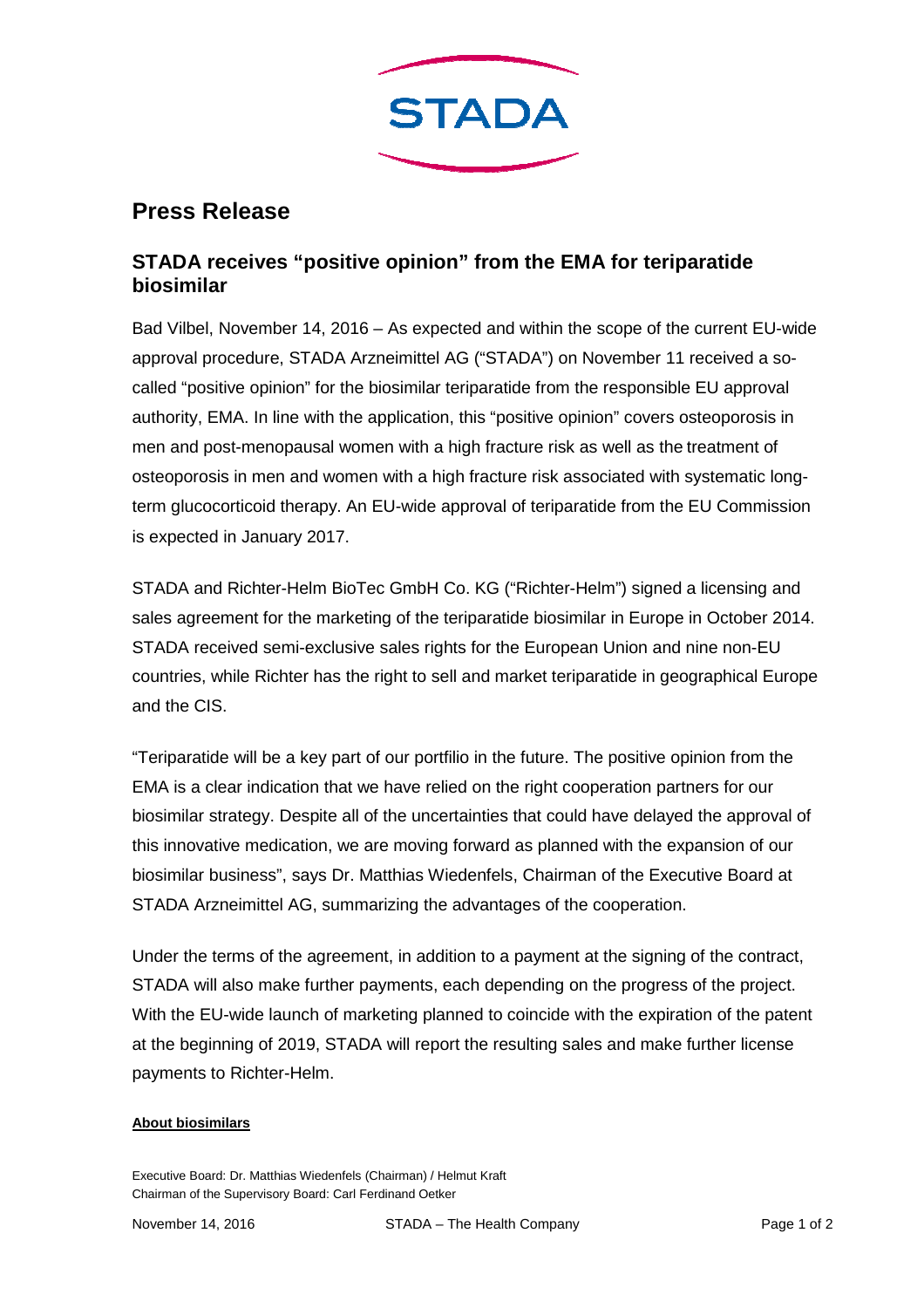STADA

# Press Release

## STADA receives "positive opinion" from the EMA for teriparatide biosimilar

Bad Vilbel, November 14, 2016 – As expected and within the scope of the current EU-wide approval procedure, STADA Arzneimittel AG ("STADA") on November 11 received a so-called "positive opinion" for the biosimilar teriparatide from the responsible EU approval authority, EMA. In line with the application, this "positive opinion" covers osteoporosis in men and post-menopausal women with a high fracture risk as well as the treatment of osteoporosis in men and women with a high fracture risk associated with systematic long-term glucocorticoid therapy. An EU-wide approval of teriparatide from the EU Commission is expected in January 2017.

STADA and Richter-Helm BioTec GmbH Co. KG ("Richter-Helm") signed a licensing and sales agreement for the marketing of the teriparatide biosimilar in Europe in October 2014. STADA received semi-exclusive sales rights for the European Union and nine non-EU countries, while Richter has the right to sell and market teriparatide in geographical Europe and the CIS.

"Teriparatide will be a key part of our portfilio in the future. The positive opinion from the EMA is a clear indication that we have relied on the right cooperation partners for our biosimilar strategy. Despite all of the uncertainties that could have delayed the approval of this innovative medication, we are moving forward as planned with the expansion of our biosimilar business", says Dr. Matthias Wiedenfels, Chairman of the Executive Board at STADA Arzneimittel AG, summarizing the advantages of the cooperation.

Under the terms of the agreement, in addition to a payment at the signing of the contract, STADA will also make further payments, each depending on the progress of the project. With the EU-wide launch of marketing planned to coincide with the expiration of the patent at the beginning of 2019, STADA will report the resulting sales and make further license payments to Richter-Helm.

**About biosimilars**

Executive Board: Dr. Matthias Wiedenfels (Chairman) / Helmut Kraft
Chairman of the Supervisory Board: Carl Ferdinand Oetker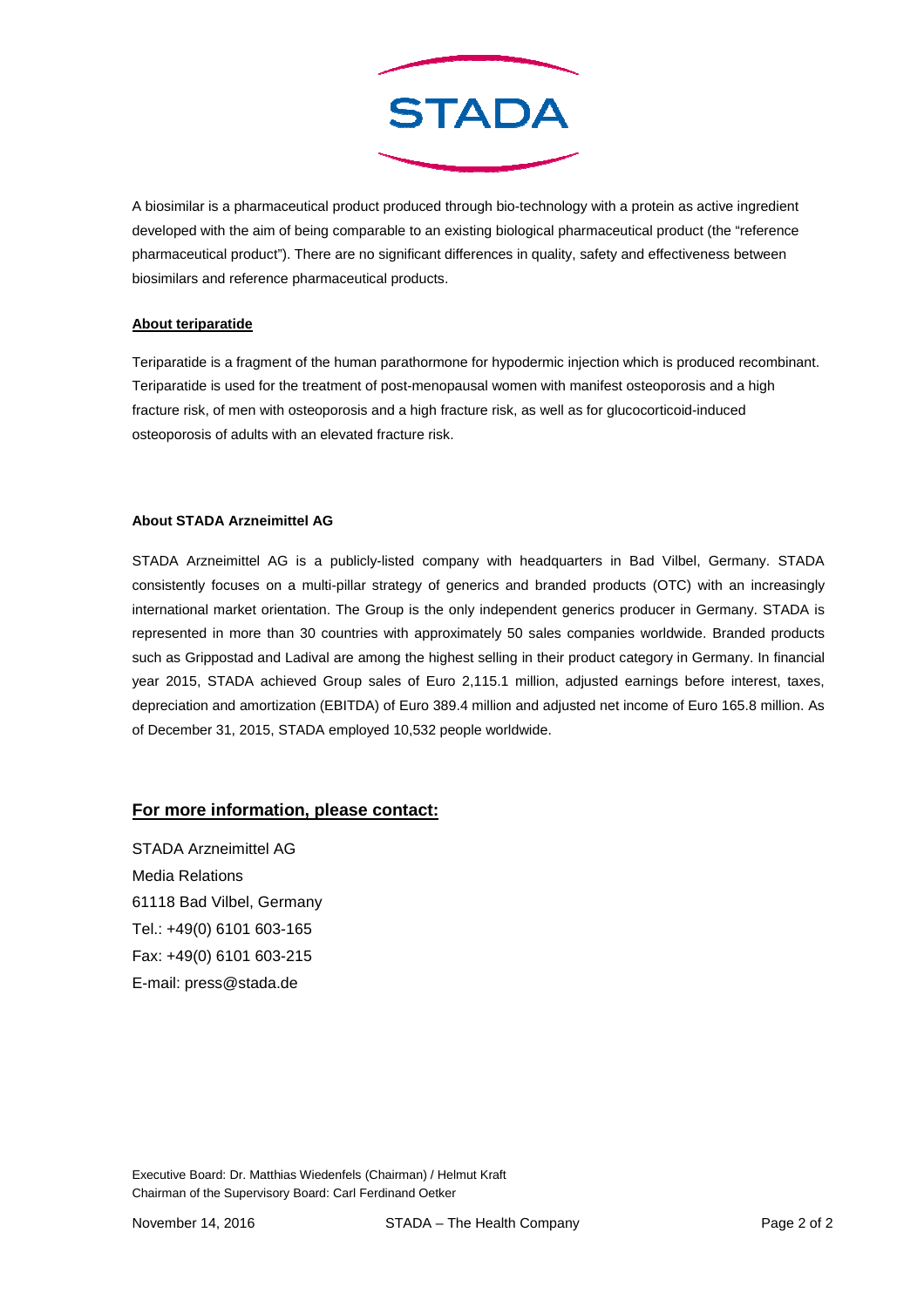A biosimilar is a pharmaceutical product produced through bio-technology with a protein as active ingredient developed with the aim of being comparable to an existing biological pharmaceutical product (the "reference pharmaceutical product"). There are no significant differences in quality, safety and effectiveness between biosimilars and reference pharmaceutical products.

**About teriparatide**

Teriparatide is a fragment of the human parathormone for hypodermic injection which is produced recombinant. Teriparatide is used for the treatment of post-menopausal women with manifest osteoporosis and a high fracture risk, of men with osteoporosis and a high fracture risk, as well as for glucocorticoid-induced osteoporosis of adults with an elevated fracture risk.

**About STADA Arzneimittel AG**

STADA Arzneimittel AG is a publicly-listed company with headquarters in Bad Vilbel, Germany. STADA consistently focuses on a multi-pillar strategy of generics and branded products (OTC) with an increasingly international market orientation. The Group is the only independent generics producer in Germany. STADA is represented in more than 30 countries with approximately 50 sales companies worldwide. Branded products such as Grippostad and Ladival are among the highest selling in their product category in Germany. In financial year 2015, STADA achieved Group sales of Euro 2,115.1 million, adjusted earnings before interest, taxes, depreciation and amortization (EBITDA) of Euro 389.4 million and adjusted net income of Euro 165.8 million. As of December 31, 2015, STADA employed 10,532 people worldwide.

## For more information, please contact:

STADA Arzneimittel AG
Media Relations
61118 Bad Vilbel, Germany
Tel.: +49(0) 6101 603-165
Fax: +49(0) 6101 603-215
E-mail: press@stada.de

Executive Board: Dr. Matthias Wiedenfels (Chairman) / Helmut Kraft
Chairman of the Supervisory Board: Carl Ferdinand Oetker